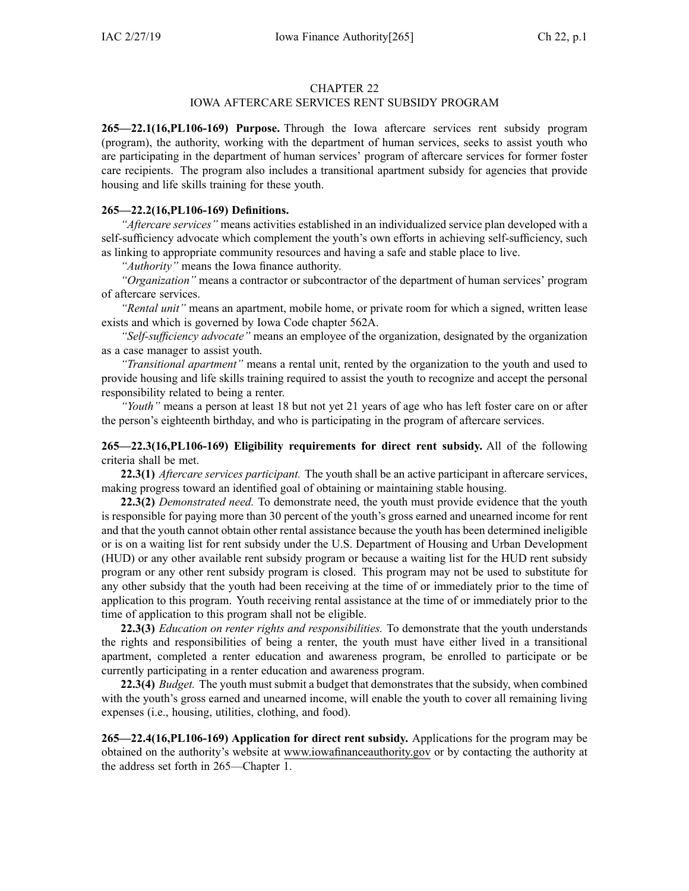# CHAPTER 22
## IOWA AFTERCARE SERVICES RENT SUBSIDY PROGRAM

**265—22.1(16,PL106-169) Purpose.** Through the Iowa aftercare services rent subsidy program (program), the authority, working with the department of human services, seeks to assist youth who are participating in the department of human services' program of aftercare services for former foster care recipients. The program also includes a transitional apartment subsidy for agencies that provide housing and life skills training for these youth.

**265—22.2(16,PL106-169) Definitions.**

*"Aftercare services"* means activities established in an individualized service plan developed with a self-sufficiency advocate which complement the youth's own efforts in achieving self-sufficiency, such as linking to appropriate community resources and having a safe and stable place to live.

*"Authority"* means the Iowa finance authority.

*"Organization"* means a contractor or subcontractor of the department of human services' program of aftercare services.

*"Rental unit"* means an apartment, mobile home, or private room for which a signed, written lease exists and which is governed by Iowa Code chapter 562A.

*"Self-sufficiency advocate"* means an employee of the organization, designated by the organization as a case manager to assist youth.

*"Transitional apartment"* means a rental unit, rented by the organization to the youth and used to provide housing and life skills training required to assist the youth to recognize and accept the personal responsibility related to being a renter.

*"Youth"* means a person at least 18 but not yet 21 years of age who has left foster care on or after the person's eighteenth birthday, and who is participating in the program of aftercare services.

**265—22.3(16,PL106-169) Eligibility requirements for direct rent subsidy.** All of the following criteria shall be met.

**22.3(1)** *Aftercare services participant.* The youth shall be an active participant in aftercare services, making progress toward an identified goal of obtaining or maintaining stable housing.

**22.3(2)** *Demonstrated need.* To demonstrate need, the youth must provide evidence that the youth is responsible for paying more than 30 percent of the youth's gross earned and unearned income for rent and that the youth cannot obtain other rental assistance because the youth has been determined ineligible or is on a waiting list for rent subsidy under the U.S. Department of Housing and Urban Development (HUD) or any other available rent subsidy program or because a waiting list for the HUD rent subsidy program or any other rent subsidy program is closed. This program may not be used to substitute for any other subsidy that the youth had been receiving at the time of or immediately prior to the time of application to this program. Youth receiving rental assistance at the time of or immediately prior to the time of application to this program shall not be eligible.

**22.3(3)** *Education on renter rights and responsibilities.* To demonstrate that the youth understands the rights and responsibilities of being a renter, the youth must have either lived in a transitional apartment, completed a renter education and awareness program, be enrolled to participate or be currently participating in a renter education and awareness program.

**22.3(4)** *Budget.* The youth must submit a budget that demonstrates that the subsidy, when combined with the youth's gross earned and unearned income, will enable the youth to cover all remaining living expenses (i.e., housing, utilities, clothing, and food).

**265—22.4(16,PL106-169) Application for direct rent subsidy.** Applications for the program may be obtained on the authority's website at www.iowafinanceauthority.gov or by contacting the authority at the address set forth in 265—Chapter 1.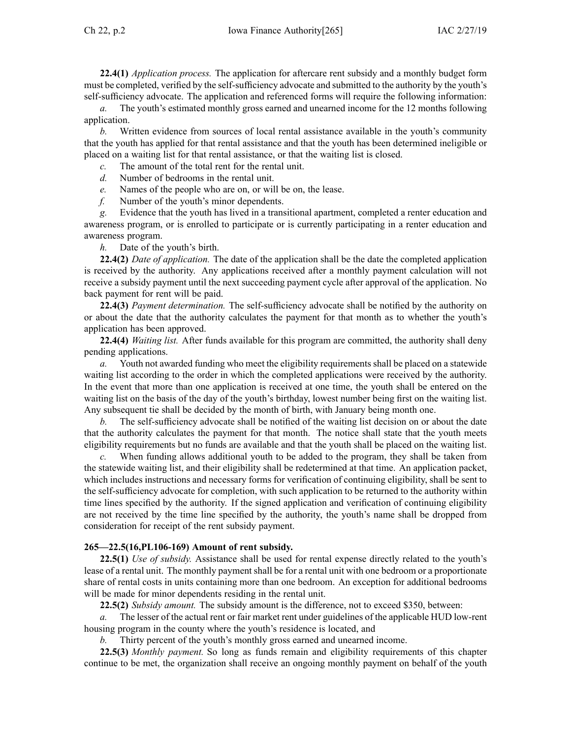**22.4(1)** *Application process.* The application for aftercare rent subsidy and a monthly budget form must be completed, verified by the self-sufficiency advocate and submitted to the authority by the youth's self-sufficiency advocate. The application and referenced forms will require the following information:

*a.* The youth's estimated monthly gross earned and unearned income for the 12 months following application.

*b.* Written evidence from sources of local rental assistance available in the youth's community that the youth has applied for that rental assistance and that the youth has been determined ineligible or placed on a waiting list for that rental assistance, or that the waiting list is closed.

*c.* The amount of the total rent for the rental unit.

*d.* Number of bedrooms in the rental unit.

*e.* Names of the people who are on, or will be on, the lease.

*f.* Number of the youth's minor dependents.

*g.* Evidence that the youth has lived in a transitional apartment, completed a renter education and awareness program, or is enrolled to participate or is currently participating in a renter education and awareness program.

*h.* Date of the youth's birth.

**22.4(2)** *Date of application.* The date of the application shall be the date the completed application is received by the authority. Any applications received after a monthly payment calculation will not receive a subsidy payment until the next succeeding payment cycle after approval of the application. No back payment for rent will be paid.

**22.4(3)** *Payment determination.* The self-sufficiency advocate shall be notified by the authority on or about the date that the authority calculates the payment for that month as to whether the youth's application has been approved.

**22.4(4)** *Waiting list.* After funds available for this program are committed, the authority shall deny pending applications.

*a.* Youth not awarded funding who meet the eligibility requirements shall be placed on a statewide waiting list according to the order in which the completed applications were received by the authority. In the event that more than one application is received at one time, the youth shall be entered on the waiting list on the basis of the day of the youth's birthday, lowest number being first on the waiting list. Any subsequent tie shall be decided by the month of birth, with January being month one.

*b.* The self-sufficiency advocate shall be notified of the waiting list decision on or about the date that the authority calculates the payment for that month. The notice shall state that the youth meets eligibility requirements but no funds are available and that the youth shall be placed on the waiting list.

*c.* When funding allows additional youth to be added to the program, they shall be taken from the statewide waiting list, and their eligibility shall be redetermined at that time. An application packet, which includes instructions and necessary forms for verification of continuing eligibility, shall be sent to the self-sufficiency advocate for completion, with such application to be returned to the authority within time lines specified by the authority. If the signed application and verification of continuing eligibility are not received by the time line specified by the authority, the youth's name shall be dropped from consideration for receipt of the rent subsidy payment.

**265—22.5(16,PL106-169) Amount of rent subsidy.**

**22.5(1)** *Use of subsidy.* Assistance shall be used for rental expense directly related to the youth's lease of a rental unit. The monthly payment shall be for a rental unit with one bedroom or a proportionate share of rental costs in units containing more than one bedroom. An exception for additional bedrooms will be made for minor dependents residing in the rental unit.

**22.5(2)** *Subsidy amount.* The subsidy amount is the difference, not to exceed $350, between:

*a.* The lesser of the actual rent or fair market rent under guidelines of the applicable HUD low-rent housing program in the county where the youth's residence is located, and

*b.* Thirty percent of the youth's monthly gross earned and unearned income.

**22.5(3)** *Monthly payment.* So long as funds remain and eligibility requirements of this chapter continue to be met, the organization shall receive an ongoing monthly payment on behalf of the youth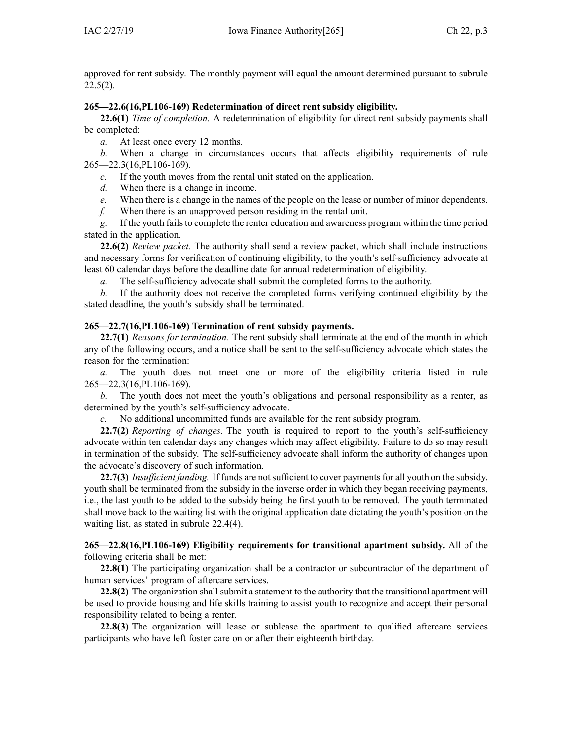approved for rent subsidy. The monthly payment will equal the amount determined pursuant to subrule 22.5(2).

**265—22.6(16,PL106-169) Redetermination of direct rent subsidy eligibility.**

**22.6(1)** *Time of completion.* A redetermination of eligibility for direct rent subsidy payments shall be completed:

*a.* At least once every 12 months.

*b.* When a change in circumstances occurs that affects eligibility requirements of rule 265—22.3(16,PL106-169).

*c.* If the youth moves from the rental unit stated on the application.

*d.* When there is a change in income.

*e.* When there is a change in the names of the people on the lease or number of minor dependents.

*f.* When there is an unapproved person residing in the rental unit.

*g.* If the youth fails to complete the renter education and awareness program within the time period stated in the application.

**22.6(2)** *Review packet.* The authority shall send a review packet, which shall include instructions and necessary forms for verification of continuing eligibility, to the youth's self-sufficiency advocate at least 60 calendar days before the deadline date for annual redetermination of eligibility.

*a.* The self-sufficiency advocate shall submit the completed forms to the authority.

*b.* If the authority does not receive the completed forms verifying continued eligibility by the stated deadline, the youth's subsidy shall be terminated.

**265—22.7(16,PL106-169) Termination of rent subsidy payments.**

**22.7(1)** *Reasons for termination.* The rent subsidy shall terminate at the end of the month in which any of the following occurs, and a notice shall be sent to the self-sufficiency advocate which states the reason for the termination:

*a.* The youth does not meet one or more of the eligibility criteria listed in rule 265—22.3(16,PL106-169).

*b.* The youth does not meet the youth's obligations and personal responsibility as a renter, as determined by the youth's self-sufficiency advocate.

*c.* No additional uncommitted funds are available for the rent subsidy program.

**22.7(2)** *Reporting of changes.* The youth is required to report to the youth's self-sufficiency advocate within ten calendar days any changes which may affect eligibility. Failure to do so may result in termination of the subsidy. The self-sufficiency advocate shall inform the authority of changes upon the advocate's discovery of such information.

**22.7(3)** *Insufficient funding.* If funds are not sufficient to cover payments for all youth on the subsidy, youth shall be terminated from the subsidy in the inverse order in which they began receiving payments, i.e., the last youth to be added to the subsidy being the first youth to be removed. The youth terminated shall move back to the waiting list with the original application date dictating the youth's position on the waiting list, as stated in subrule 22.4(4).

**265—22.8(16,PL106-169) Eligibility requirements for transitional apartment subsidy.** All of the following criteria shall be met:

**22.8(1)** The participating organization shall be a contractor or subcontractor of the department of human services' program of aftercare services.

**22.8(2)** The organization shall submit a statement to the authority that the transitional apartment will be used to provide housing and life skills training to assist youth to recognize and accept their personal responsibility related to being a renter.

**22.8(3)** The organization will lease or sublease the apartment to qualified aftercare services participants who have left foster care on or after their eighteenth birthday.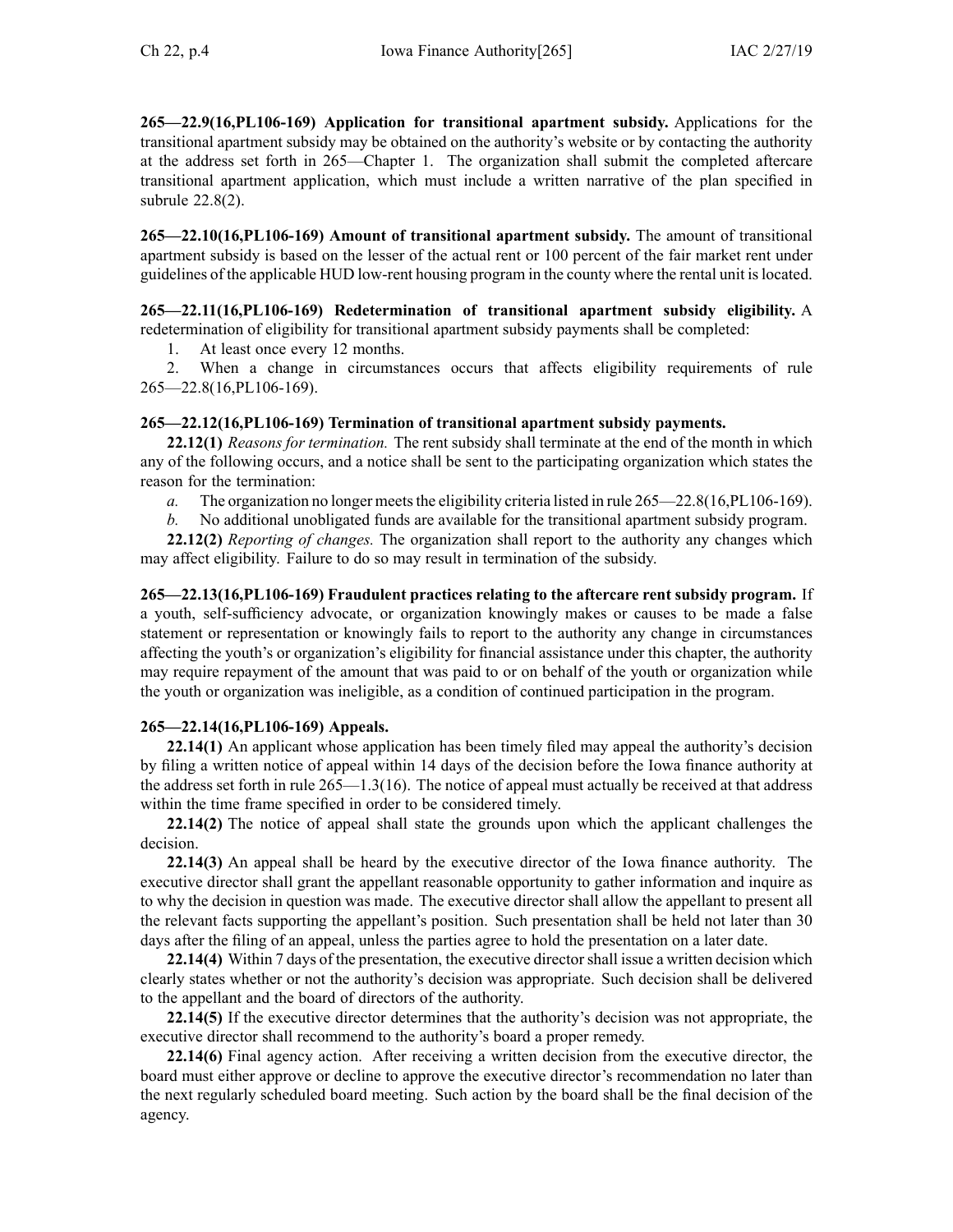**265—22.9(16,PL106-169) Application for transitional apartment subsidy.** Applications for the transitional apartment subsidy may be obtained on the authority's website or by contacting the authority at the address set forth in 265—Chapter 1. The organization shall submit the completed aftercare transitional apartment application, which must include a written narrative of the plan specified in subrule 22.8(2).

**265—22.10(16,PL106-169) Amount of transitional apartment subsidy.** The amount of transitional apartment subsidy is based on the lesser of the actual rent or 100 percent of the fair market rent under guidelines of the applicable HUD low-rent housing program in the county where the rental unit is located.

**265—22.11(16,PL106-169) Redetermination of transitional apartment subsidy eligibility.** A redetermination of eligibility for transitional apartment subsidy payments shall be completed:

1. At least once every 12 months.
2. When a change in circumstances occurs that affects eligibility requirements of rule 265—22.8(16,PL106-169).

**265—22.12(16,PL106-169) Termination of transitional apartment subsidy payments.**

**22.12(1)** *Reasons for termination.* The rent subsidy shall terminate at the end of the month in which any of the following occurs, and a notice shall be sent to the participating organization which states the reason for the termination:

*a.* The organization no longer meets the eligibility criteria listed in rule 265—22.8(16,PL106-169).

*b.* No additional unobligated funds are available for the transitional apartment subsidy program.

**22.12(2)** *Reporting of changes.* The organization shall report to the authority any changes which may affect eligibility. Failure to do so may result in termination of the subsidy.

**265—22.13(16,PL106-169) Fraudulent practices relating to the aftercare rent subsidy program.** If a youth, self-sufficiency advocate, or organization knowingly makes or causes to be made a false statement or representation or knowingly fails to report to the authority any change in circumstances affecting the youth's or organization's eligibility for financial assistance under this chapter, the authority may require repayment of the amount that was paid to or on behalf of the youth or organization while the youth or organization was ineligible, as a condition of continued participation in the program.

**265—22.14(16,PL106-169) Appeals.**

**22.14(1)** An applicant whose application has been timely filed may appeal the authority's decision by filing a written notice of appeal within 14 days of the decision before the Iowa finance authority at the address set forth in rule 265—1.3(16). The notice of appeal must actually be received at that address within the time frame specified in order to be considered timely.

**22.14(2)** The notice of appeal shall state the grounds upon which the applicant challenges the decision.

**22.14(3)** An appeal shall be heard by the executive director of the Iowa finance authority. The executive director shall grant the appellant reasonable opportunity to gather information and inquire as to why the decision in question was made. The executive director shall allow the appellant to present all the relevant facts supporting the appellant's position. Such presentation shall be held not later than 30 days after the filing of an appeal, unless the parties agree to hold the presentation on a later date.

**22.14(4)** Within 7 days of the presentation, the executive director shall issue a written decision which clearly states whether or not the authority's decision was appropriate. Such decision shall be delivered to the appellant and the board of directors of the authority.

**22.14(5)** If the executive director determines that the authority's decision was not appropriate, the executive director shall recommend to the authority's board a proper remedy.

**22.14(6)** Final agency action. After receiving a written decision from the executive director, the board must either approve or decline to approve the executive director's recommendation no later than the next regularly scheduled board meeting. Such action by the board shall be the final decision of the agency.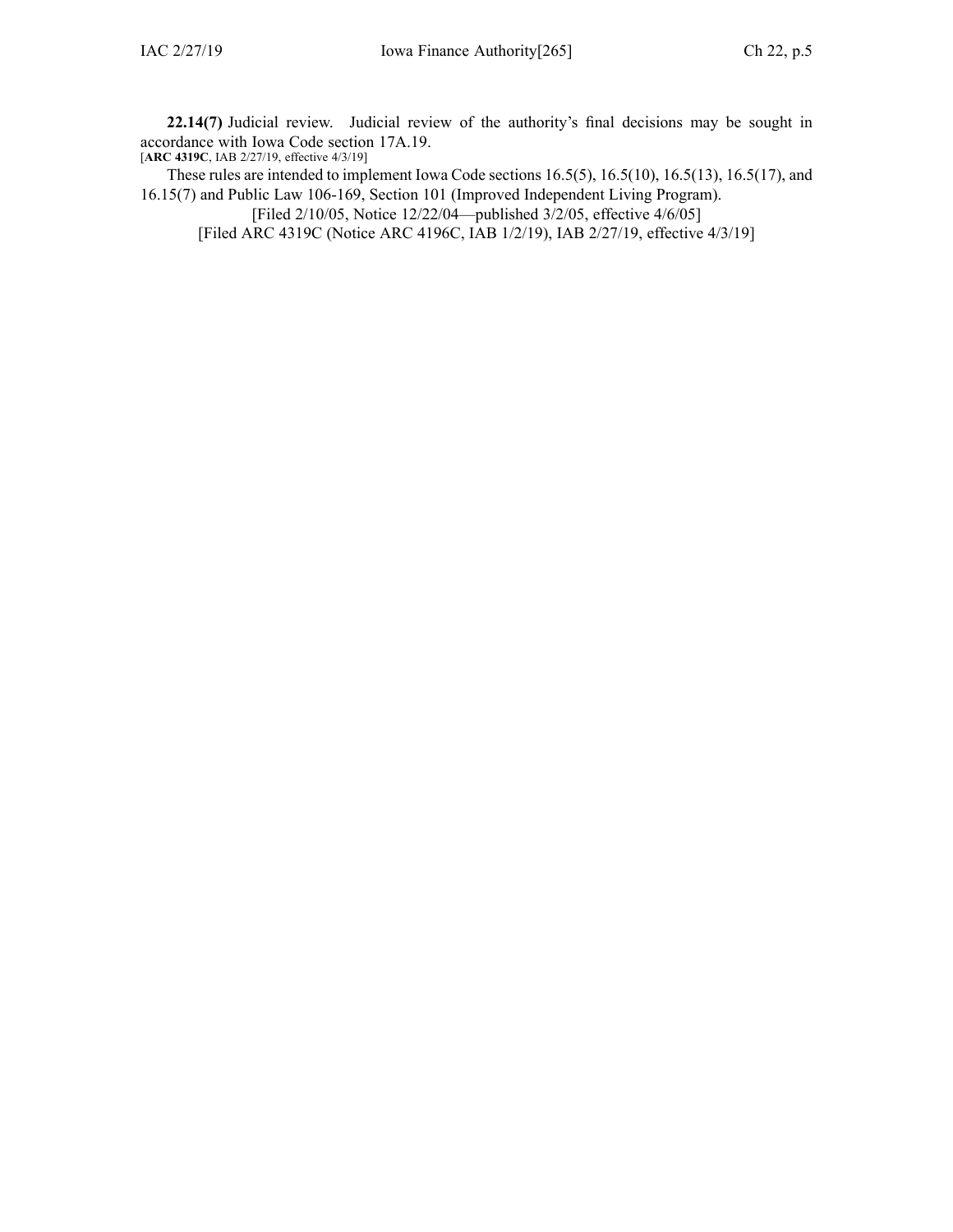**22.14(7)** Judicial review. Judicial review of the authority's final decisions may be sought in accordance with Iowa Code section 17A.19.
[**ARC 4319C**, IAB 2/27/19, effective 4/3/19]

These rules are intended to implement Iowa Code sections 16.5(5), 16.5(10), 16.5(13), 16.5(17), and 16.15(7) and Public Law 106-169, Section 101 (Improved Independent Living Program).

[Filed 2/10/05, Notice 12/22/04—published 3/2/05, effective 4/6/05]
[Filed ARC 4319C (Notice ARC 4196C, IAB 1/2/19), IAB 2/27/19, effective 4/3/19]